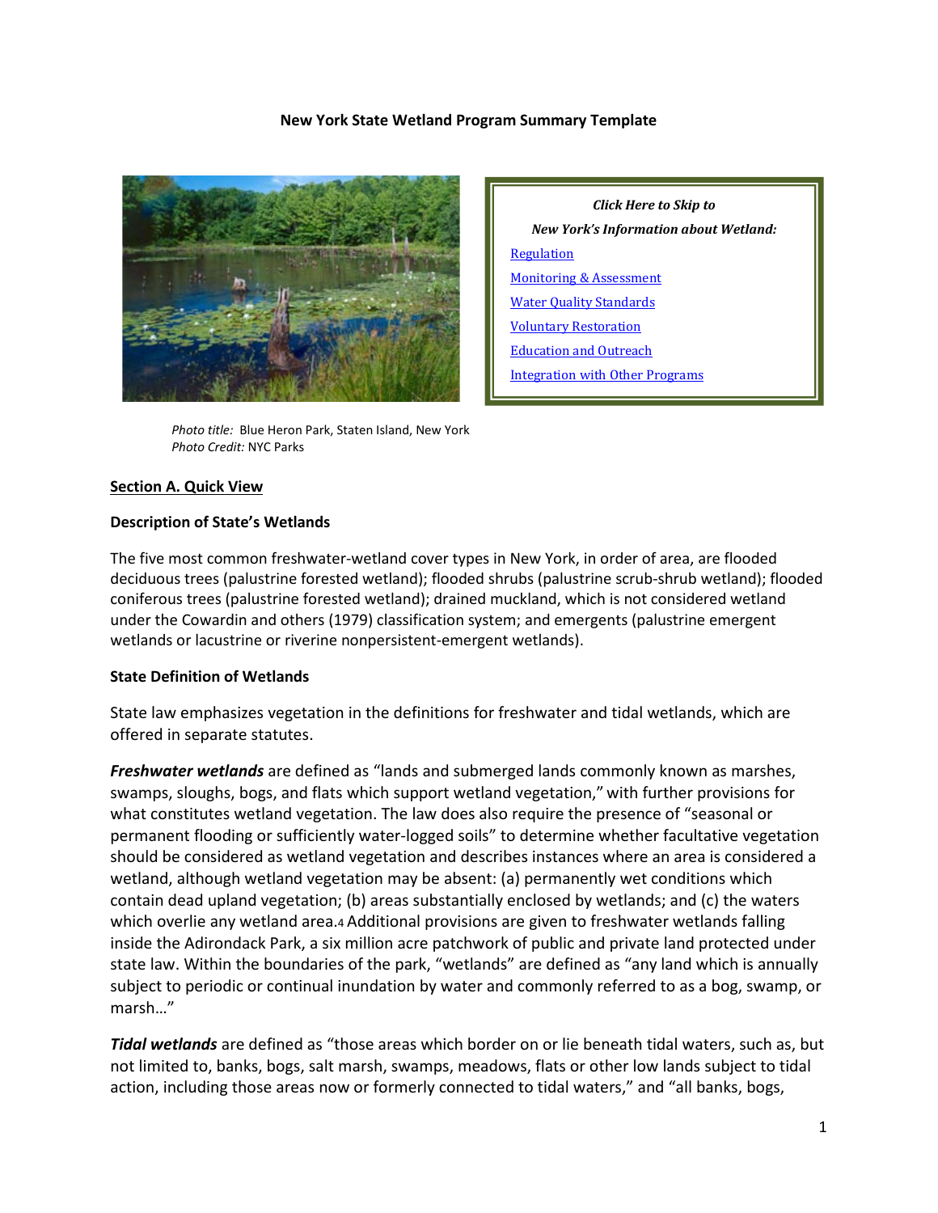# New York State Wetland Program Summary Template

*Click Here to Skip to*

*New York's Information about Wetland:*

Regulation

Monitoring & Assessment

Water Quality Standards

Voluntary Restoration

Education and Outreach

Integration with Other Programs

*Photo title:* Blue Heron Park, Staten Island, New York
*Photo Credit:* NYC Parks

## Section A. Quick View

### Description of State's Wetlands

The five most common freshwater-wetland cover types in New York, in order of area, are flooded deciduous trees (palustrine forested wetland); flooded shrubs (palustrine scrub-shrub wetland); flooded coniferous trees (palustrine forested wetland); drained muckland, which is not considered wetland under the Cowardin and others (1979) classification system; and emergents (palustrine emergent wetlands or lacustrine or riverine nonpersistent-emergent wetlands).

### State Definition of Wetlands

State law emphasizes vegetation in the definitions for freshwater and tidal wetlands, which are offered in separate statutes.

***Freshwater wetlands*** are defined as "lands and submerged lands commonly known as marshes, swamps, sloughs, bogs, and flats which support wetland vegetation," with further provisions for what constitutes wetland vegetation. The law does also require the presence of "seasonal or permanent flooding or sufficiently water-logged soils" to determine whether facultative vegetation should be considered as wetland vegetation and describes instances where an area is considered a wetland, although wetland vegetation may be absent: (a) permanently wet conditions which contain dead upland vegetation; (b) areas substantially enclosed by wetlands; and (c) the waters which overlie any wetland area.[4] Additional provisions are given to freshwater wetlands falling inside the Adirondack Park, a six million acre patchwork of public and private land protected under state law. Within the boundaries of the park, "wetlands" are defined as "any land which is annually subject to periodic or continual inundation by water and commonly referred to as a bog, swamp, or marsh..."

***Tidal wetlands*** are defined as "those areas which border on or lie beneath tidal waters, such as, but not limited to, banks, bogs, salt marsh, swamps, meadows, flats or other low lands subject to tidal action, including those areas now or formerly connected to tidal waters," and "all banks, bogs,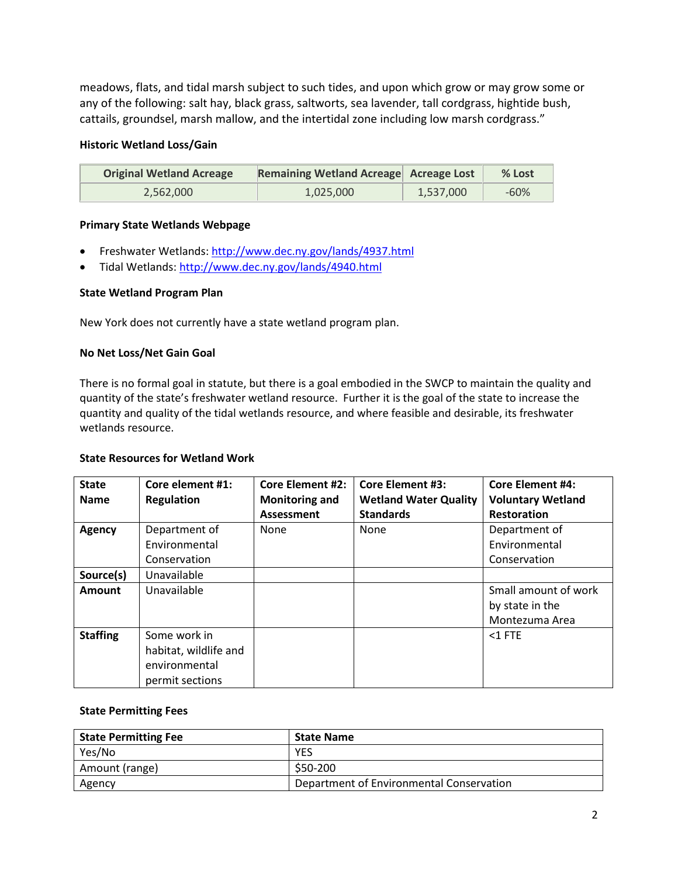meadows, flats, and tidal marsh subject to such tides, and upon which grow or may grow some or any of the following: salt hay, black grass, saltworts, sea lavender, tall cordgrass, hightide bush, cattails, groundsel, marsh mallow, and the intertidal zone including low marsh cordgrass."

**Historic Wetland Loss/Gain**

| Original Wetland Acreage | Remaining Wetland Acreage | Acreage Lost | % Lost |
|---|---|---|---|
| 2,562,000 | 1,025,000 | 1,537,000 | -60% |

**Primary State Wetlands Webpage**

- Freshwater Wetlands: http://www.dec.ny.gov/lands/4937.html
- Tidal Wetlands: http://www.dec.ny.gov/lands/4940.html

**State Wetland Program Plan**

New York does not currently have a state wetland program plan.

**No Net Loss/Net Gain Goal**

There is no formal goal in statute, but there is a goal embodied in the SWCP to maintain the quality and quantity of the state's freshwater wetland resource. Further it is the goal of the state to increase the quantity and quality of the tidal wetlands resource, and where feasible and desirable, its freshwater wetlands resource.

**State Resources for Wetland Work**

| State Name | Core element #1: Regulation | Core Element #2: Monitoring and Assessment | Core Element #3: Wetland Water Quality Standards | Core Element #4: Voluntary Wetland Restoration |
|---|---|---|---|---|
| **Agency** | Department of Environmental Conservation | None | None | Department of Environmental Conservation |
| **Source(s)** | Unavailable | | | |
| **Amount** | Unavailable | | | Small amount of work by state in the Montezuma Area |
| **Staffing** | Some work in habitat, wildlife and environmental permit sections | | | <1 FTE |

**State Permitting Fees**

| State Permitting Fee | State Name |
|---|---|
| Yes/No | YES |
| Amount (range) | $50-200 |
| Agency | Department of Environmental Conservation |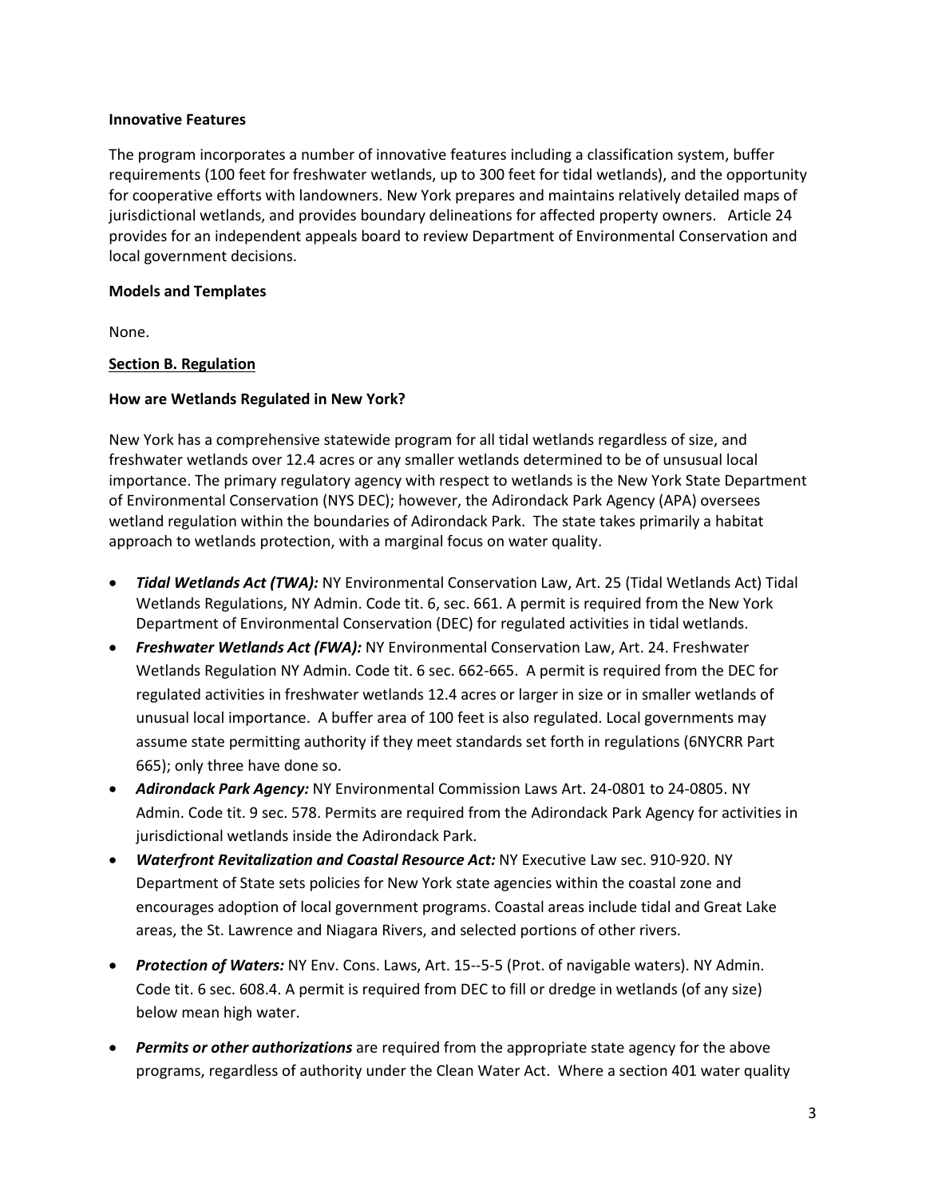**Innovative Features**

The program incorporates a number of innovative features including a classification system, buffer requirements (100 feet for freshwater wetlands, up to 300 feet for tidal wetlands), and the opportunity for cooperative efforts with landowners. New York prepares and maintains relatively detailed maps of jurisdictional wetlands, and provides boundary delineations for affected property owners. Article 24 provides for an independent appeals board to review Department of Environmental Conservation and local government decisions.

**Models and Templates**

None.

**<u>Section B. Regulation</u>**

**How are Wetlands Regulated in New York?**

New York has a comprehensive statewide program for all tidal wetlands regardless of size, and freshwater wetlands over 12.4 acres or any smaller wetlands determined to be of unsusual local importance. The primary regulatory agency with respect to wetlands is the New York State Department of Environmental Conservation (NYS DEC); however, the Adirondack Park Agency (APA) oversees wetland regulation within the boundaries of Adirondack Park. The state takes primarily a habitat approach to wetlands protection, with a marginal focus on water quality.

- ***Tidal Wetlands Act (TWA):*** NY Environmental Conservation Law, Art. 25 (Tidal Wetlands Act) Tidal Wetlands Regulations, NY Admin. Code tit. 6, sec. 661. A permit is required from the New York Department of Environmental Conservation (DEC) for regulated activities in tidal wetlands.
- ***Freshwater Wetlands Act (FWA):*** NY Environmental Conservation Law, Art. 24. Freshwater Wetlands Regulation NY Admin. Code tit. 6 sec. 662-665. A permit is required from the DEC for regulated activities in freshwater wetlands 12.4 acres or larger in size or in smaller wetlands of unusual local importance. A buffer area of 100 feet is also regulated. Local governments may assume state permitting authority if they meet standards set forth in regulations (6NYCRR Part 665); only three have done so.
- ***Adirondack Park Agency:*** NY Environmental Commission Laws Art. 24-0801 to 24-0805. NY Admin. Code tit. 9 sec. 578. Permits are required from the Adirondack Park Agency for activities in jurisdictional wetlands inside the Adirondack Park.
- ***Waterfront Revitalization and Coastal Resource Act:*** NY Executive Law sec. 910-920. NY Department of State sets policies for New York state agencies within the coastal zone and encourages adoption of local government programs. Coastal areas include tidal and Great Lake areas, the St. Lawrence and Niagara Rivers, and selected portions of other rivers.
- ***Protection of Waters:*** NY Env. Cons. Laws, Art. 15--5-5 (Prot. of navigable waters). NY Admin. Code tit. 6 sec. 608.4. A permit is required from DEC to fill or dredge in wetlands (of any size) below mean high water.
- ***Permits or other authorizations*** are required from the appropriate state agency for the above programs, regardless of authority under the Clean Water Act. Where a section 401 water quality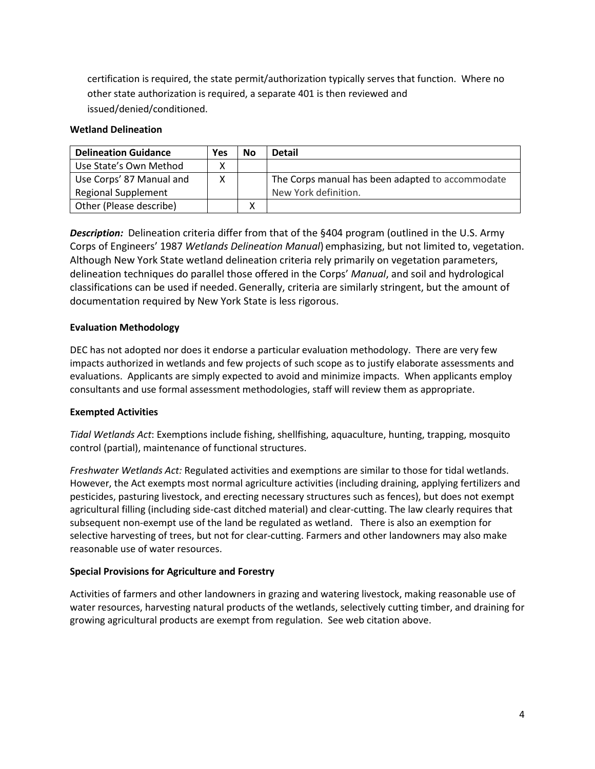certification is required, the state permit/authorization typically serves that function. Where no other state authorization is required, a separate 401 is then reviewed and issued/denied/conditioned.

**Wetland Delineation**

| Delineation Guidance | Yes | No | Detail |
|---|---|---|---|
| Use State's Own Method | X | | |
| Use Corps' 87 Manual and Regional Supplement | X | | The Corps manual has been adapted to accommodate New York definition. |
| Other (Please describe) | | X | |

***Description:*** Delineation criteria differ from that of the §404 program (outlined in the U.S. Army Corps of Engineers' 1987 *Wetlands Delineation Manual*) emphasizing, but not limited to, vegetation. Although New York State wetland delineation criteria rely primarily on vegetation parameters, delineation techniques do parallel those offered in the Corps' *Manual*, and soil and hydrological classifications can be used if needed. Generally, criteria are similarly stringent, but the amount of documentation required by New York State is less rigorous.

**Evaluation Methodology**

DEC has not adopted nor does it endorse a particular evaluation methodology. There are very few impacts authorized in wetlands and few projects of such scope as to justify elaborate assessments and evaluations. Applicants are simply expected to avoid and minimize impacts. When applicants employ consultants and use formal assessment methodologies, staff will review them as appropriate.

**Exempted Activities**

*Tidal Wetlands Act*: Exemptions include fishing, shellfishing, aquaculture, hunting, trapping, mosquito control (partial), maintenance of functional structures.

*Freshwater Wetlands Act:* Regulated activities and exemptions are similar to those for tidal wetlands. However, the Act exempts most normal agriculture activities (including draining, applying fertilizers and pesticides, pasturing livestock, and erecting necessary structures such as fences), but does not exempt agricultural filling (including side-cast ditched material) and clear-cutting. The law clearly requires that subsequent non-exempt use of the land be regulated as wetland. There is also an exemption for selective harvesting of trees, but not for clear-cutting. Farmers and other landowners may also make reasonable use of water resources.

**Special Provisions for Agriculture and Forestry**

Activities of farmers and other landowners in grazing and watering livestock, making reasonable use of water resources, harvesting natural products of the wetlands, selectively cutting timber, and draining for growing agricultural products are exempt from regulation. See web citation above.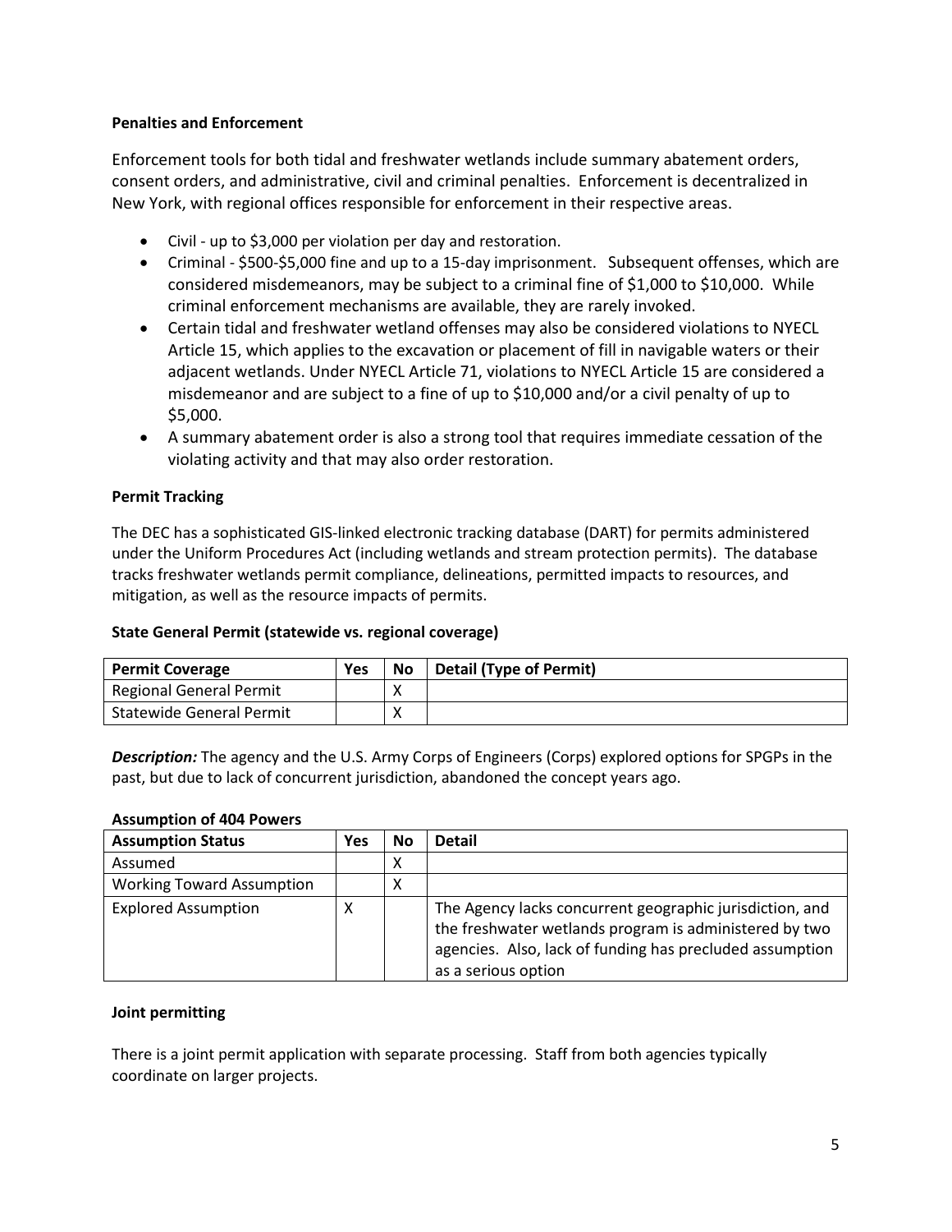**Penalties and Enforcement**

Enforcement tools for both tidal and freshwater wetlands include summary abatement orders, consent orders, and administrative, civil and criminal penalties. Enforcement is decentralized in New York, with regional offices responsible for enforcement in their respective areas.

- Civil - up to $3,000 per violation per day and restoration.
- Criminal - $500-$5,000 fine and up to a 15-day imprisonment. Subsequent offenses, which are considered misdemeanors, may be subject to a criminal fine of $1,000 to $10,000. While criminal enforcement mechanisms are available, they are rarely invoked.
- Certain tidal and freshwater wetland offenses may also be considered violations to NYECL Article 15, which applies to the excavation or placement of fill in navigable waters or their adjacent wetlands. Under NYECL Article 71, violations to NYECL Article 15 are considered a misdemeanor and are subject to a fine of up to $10,000 and/or a civil penalty of up to $5,000.
- A summary abatement order is also a strong tool that requires immediate cessation of the violating activity and that may also order restoration.

**Permit Tracking**

The DEC has a sophisticated GIS-linked electronic tracking database (DART) for permits administered under the Uniform Procedures Act (including wetlands and stream protection permits). The database tracks freshwater wetlands permit compliance, delineations, permitted impacts to resources, and mitigation, as well as the resource impacts of permits.

**State General Permit (statewide vs. regional coverage)**

| Permit Coverage | Yes | No | Detail (Type of Permit) |
|---|---|---|---|
| Regional General Permit | | X | |
| Statewide General Permit | | X | |

***Description:*** The agency and the U.S. Army Corps of Engineers (Corps) explored options for SPGPs in the past, but due to lack of concurrent jurisdiction, abandoned the concept years ago.

**Assumption of 404 Powers**

| Assumption Status | Yes | No | Detail |
|---|---|---|---|
| Assumed | | X | |
| Working Toward Assumption | | X | |
| Explored Assumption | X | | The Agency lacks concurrent geographic jurisdiction, and the freshwater wetlands program is administered by two agencies. Also, lack of funding has precluded assumption as a serious option |

**Joint permitting**

There is a joint permit application with separate processing. Staff from both agencies typically coordinate on larger projects.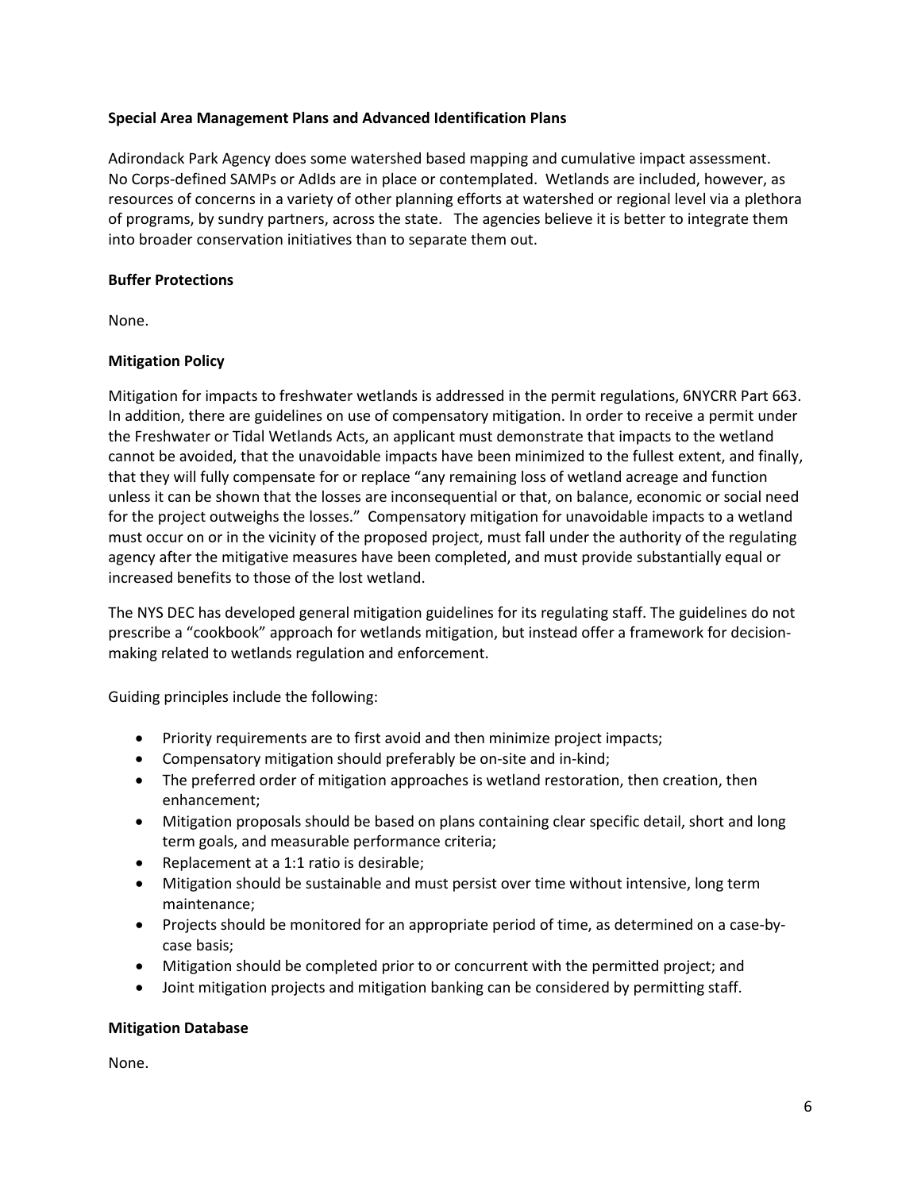**Special Area Management Plans and Advanced Identification Plans**

Adirondack Park Agency does some watershed based mapping and cumulative impact assessment. No Corps-defined SAMPs or AdIds are in place or contemplated. Wetlands are included, however, as resources of concerns in a variety of other planning efforts at watershed or regional level via a plethora of programs, by sundry partners, across the state. The agencies believe it is better to integrate them into broader conservation initiatives than to separate them out.

**Buffer Protections**

None.

**Mitigation Policy**

Mitigation for impacts to freshwater wetlands is addressed in the permit regulations, 6NYCRR Part 663. In addition, there are guidelines on use of compensatory mitigation. In order to receive a permit under the Freshwater or Tidal Wetlands Acts, an applicant must demonstrate that impacts to the wetland cannot be avoided, that the unavoidable impacts have been minimized to the fullest extent, and finally, that they will fully compensate for or replace "any remaining loss of wetland acreage and function unless it can be shown that the losses are inconsequential or that, on balance, economic or social need for the project outweighs the losses." Compensatory mitigation for unavoidable impacts to a wetland must occur on or in the vicinity of the proposed project, must fall under the authority of the regulating agency after the mitigative measures have been completed, and must provide substantially equal or increased benefits to those of the lost wetland.

The NYS DEC has developed general mitigation guidelines for its regulating staff. The guidelines do not prescribe a "cookbook" approach for wetlands mitigation, but instead offer a framework for decision-making related to wetlands regulation and enforcement.

Guiding principles include the following:

- Priority requirements are to first avoid and then minimize project impacts;
- Compensatory mitigation should preferably be on-site and in-kind;
- The preferred order of mitigation approaches is wetland restoration, then creation, then enhancement;
- Mitigation proposals should be based on plans containing clear specific detail, short and long term goals, and measurable performance criteria;
- Replacement at a 1:1 ratio is desirable;
- Mitigation should be sustainable and must persist over time without intensive, long term maintenance;
- Projects should be monitored for an appropriate period of time, as determined on a case-by-case basis;
- Mitigation should be completed prior to or concurrent with the permitted project; and
- Joint mitigation projects and mitigation banking can be considered by permitting staff.

**Mitigation Database**

None.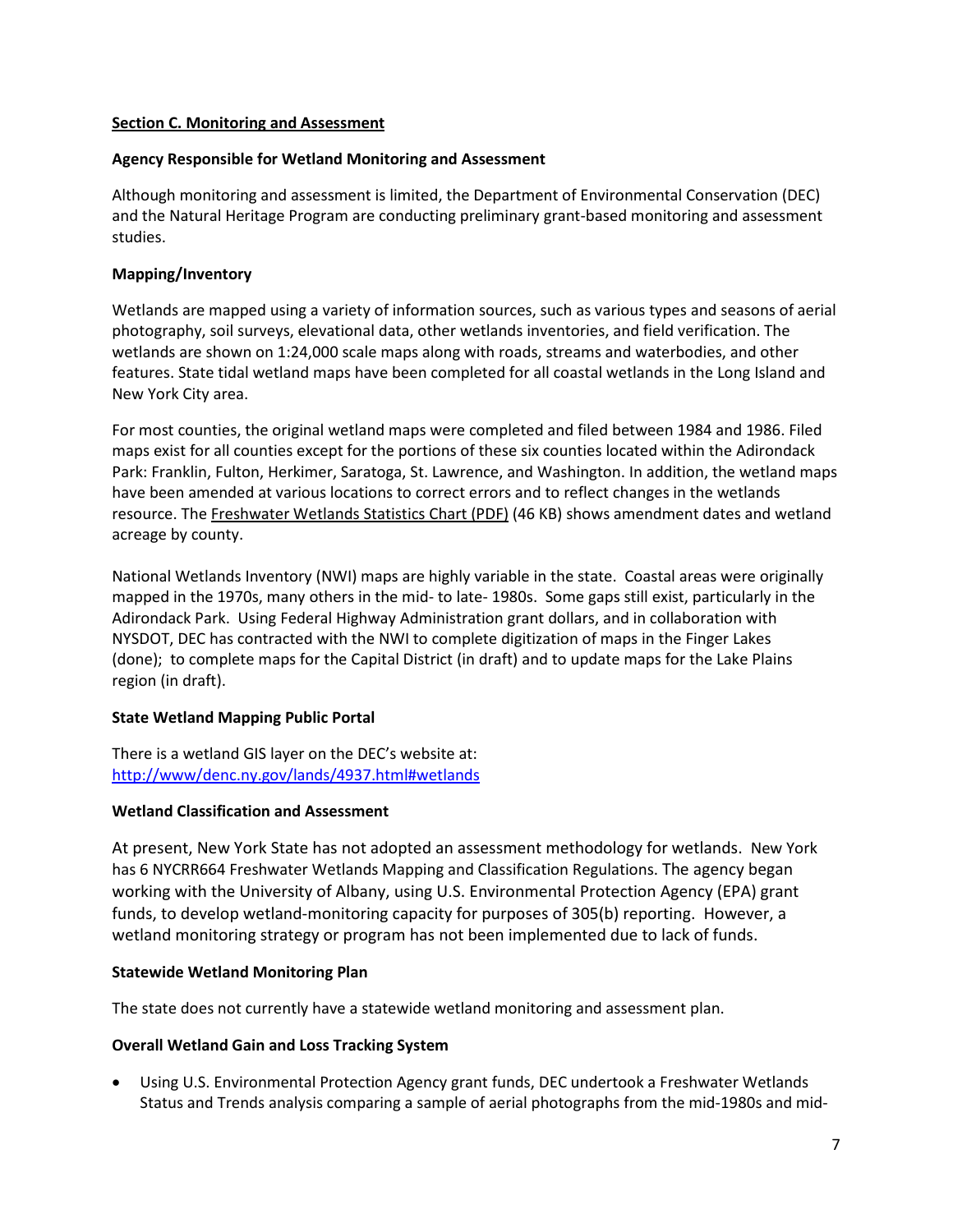## Section C. Monitoring and Assessment

### Agency Responsible for Wetland Monitoring and Assessment

Although monitoring and assessment is limited, the Department of Environmental Conservation (DEC) and the Natural Heritage Program are conducting preliminary grant-based monitoring and assessment studies.

### Mapping/Inventory

Wetlands are mapped using a variety of information sources, such as various types and seasons of aerial photography, soil surveys, elevational data, other wetlands inventories, and field verification. The wetlands are shown on 1:24,000 scale maps along with roads, streams and waterbodies, and other features. State tidal wetland maps have been completed for all coastal wetlands in the Long Island and New York City area.

For most counties, the original wetland maps were completed and filed between 1984 and 1986. Filed maps exist for all counties except for the portions of these six counties located within the Adirondack Park: Franklin, Fulton, Herkimer, Saratoga, St. Lawrence, and Washington. In addition, the wetland maps have been amended at various locations to correct errors and to reflect changes in the wetlands resource. The Freshwater Wetlands Statistics Chart (PDF) (46 KB) shows amendment dates and wetland acreage by county.

National Wetlands Inventory (NWI) maps are highly variable in the state. Coastal areas were originally mapped in the 1970s, many others in the mid- to late- 1980s. Some gaps still exist, particularly in the Adirondack Park. Using Federal Highway Administration grant dollars, and in collaboration with NYSDOT, DEC has contracted with the NWI to complete digitization of maps in the Finger Lakes (done); to complete maps for the Capital District (in draft) and to update maps for the Lake Plains region (in draft).

### State Wetland Mapping Public Portal

There is a wetland GIS layer on the DEC's website at:
http://www/denc.ny.gov/lands/4937.html#wetlands

### Wetland Classification and Assessment

At present, New York State has not adopted an assessment methodology for wetlands. New York has 6 NYCRR664 Freshwater Wetlands Mapping and Classification Regulations. The agency began working with the University of Albany, using U.S. Environmental Protection Agency (EPA) grant funds, to develop wetland-monitoring capacity for purposes of 305(b) reporting. However, a wetland monitoring strategy or program has not been implemented due to lack of funds.

### Statewide Wetland Monitoring Plan

The state does not currently have a statewide wetland monitoring and assessment plan.

### Overall Wetland Gain and Loss Tracking System

- Using U.S. Environmental Protection Agency grant funds, DEC undertook a Freshwater Wetlands Status and Trends analysis comparing a sample of aerial photographs from the mid-1980s and mid-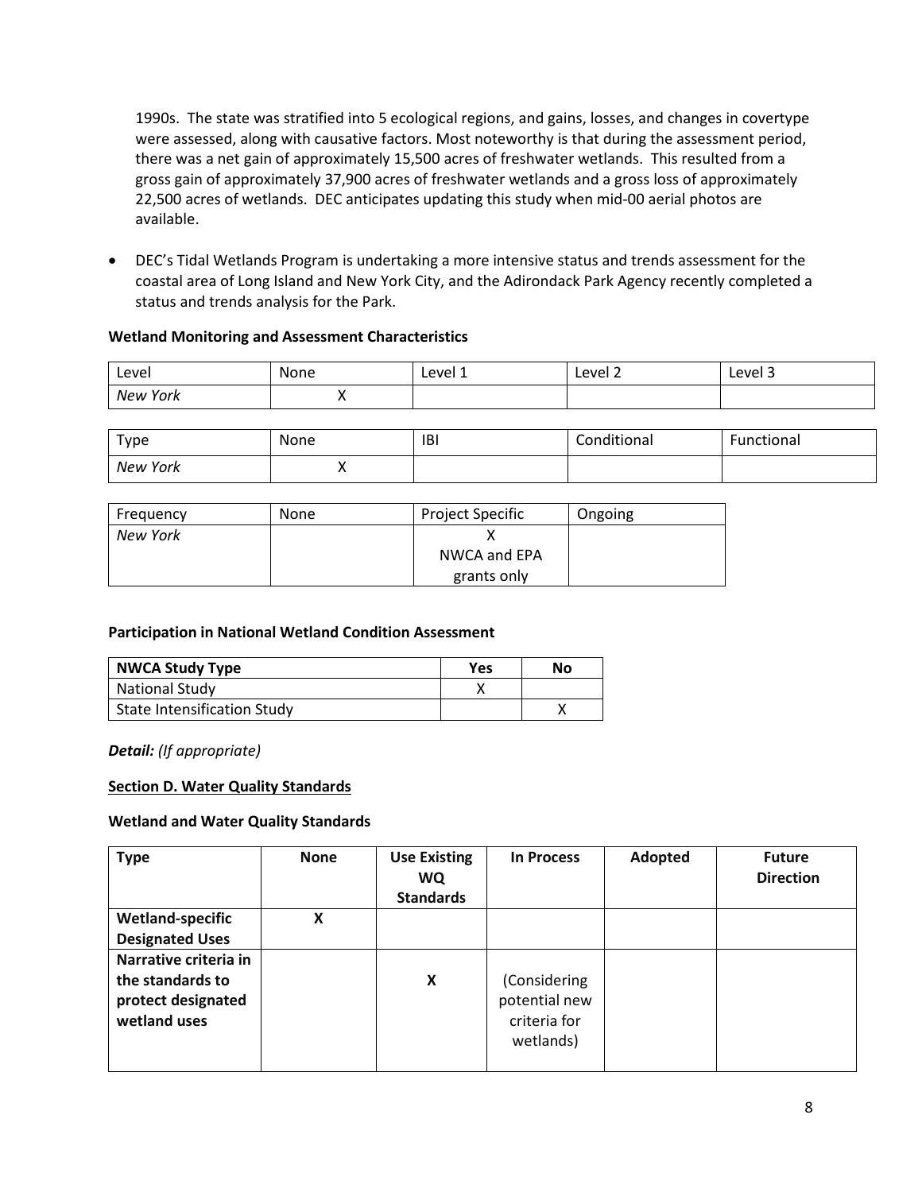1990s. The state was stratified into 5 ecological regions, and gains, losses, and changes in covertype were assessed, along with causative factors. Most noteworthy is that during the assessment period, there was a net gain of approximately 15,500 acres of freshwater wetlands. This resulted from a gross gain of approximately 37,900 acres of freshwater wetlands and a gross loss of approximately 22,500 acres of wetlands. DEC anticipates updating this study when mid-00 aerial photos are available.

- DEC's Tidal Wetlands Program is undertaking a more intensive status and trends assessment for the coastal area of Long Island and New York City, and the Adirondack Park Agency recently completed a status and trends analysis for the Park.

**Wetland Monitoring and Assessment Characteristics**

| Level | None | Level 1 | Level 2 | Level 3 |
|---|---|---|---|---|
| *New York* | X | | | |

| Type | None | IBI | Conditional | Functional |
|---|---|---|---|---|
| *New York* | X | | | |

| Frequency | None | Project Specific | Ongoing |
|---|---|---|---|
| *New York* | | X NWCA and EPA grants only | |

**Participation in National Wetland Condition Assessment**

| NWCA Study Type | Yes | No |
|---|---|---|
| National Study | X | |
| State Intensification Study | | X |

***Detail:*** *(If appropriate)*

**Section D. Water Quality Standards**

**Wetland and Water Quality Standards**

| Type | None | Use Existing WQ Standards | In Process | Adopted | Future Direction |
|---|---|---|---|---|---|
| **Wetland-specific Designated Uses** | **X** | | | | |
| **Narrative criteria in the standards to protect designated wetland uses** | | **X** | (Considering potential new criteria for wetlands) | | |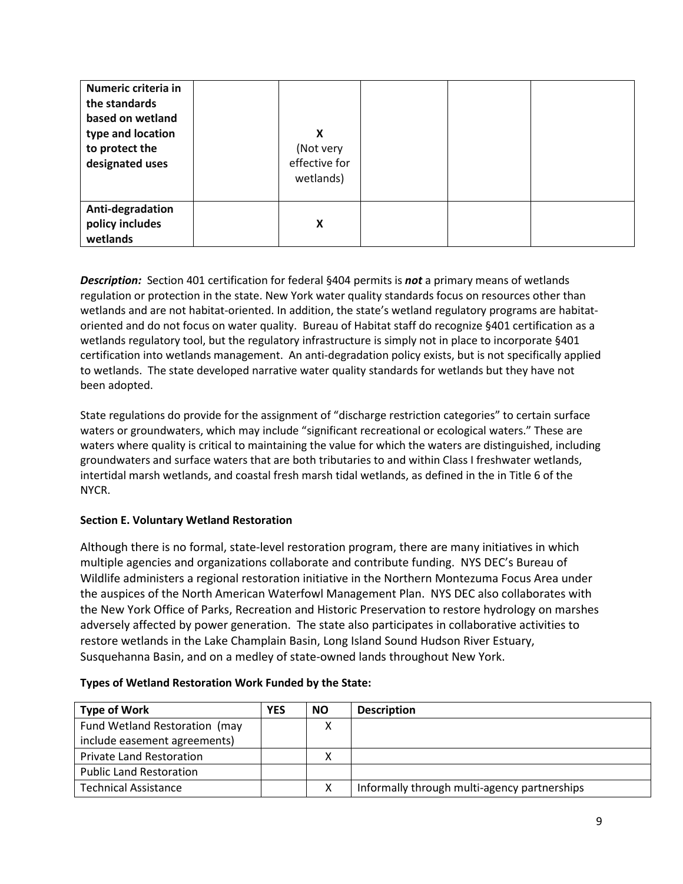| | | | | | |
|---|---|---|---|---|---|
| **Numeric criteria in the standards based on wetland type and location to protect the designated uses** | | **X** (Not very effective for wetlands) | | | |
| **Anti-degradation policy includes wetlands** | | **X** | | | |

***Description:*** Section 401 certification for federal §404 permits is ***not*** a primary means of wetlands regulation or protection in the state. New York water quality standards focus on resources other than wetlands and are not habitat-oriented. In addition, the state's wetland regulatory programs are habitat-oriented and do not focus on water quality. Bureau of Habitat staff do recognize §401 certification as a wetlands regulatory tool, but the regulatory infrastructure is simply not in place to incorporate §401 certification into wetlands management. An anti-degradation policy exists, but is not specifically applied to wetlands. The state developed narrative water quality standards for wetlands but they have not been adopted.

State regulations do provide for the assignment of "discharge restriction categories" to certain surface waters or groundwaters, which may include "significant recreational or ecological waters." These are waters where quality is critical to maintaining the value for which the waters are distinguished, including groundwaters and surface waters that are both tributaries to and within Class I freshwater wetlands, intertidal marsh wetlands, and coastal fresh marsh tidal wetlands, as defined in the in Title 6 of the NYCR.

**Section E. Voluntary Wetland Restoration**

Although there is no formal, state-level restoration program, there are many initiatives in which multiple agencies and organizations collaborate and contribute funding. NYS DEC's Bureau of Wildlife administers a regional restoration initiative in the Northern Montezuma Focus Area under the auspices of the North American Waterfowl Management Plan. NYS DEC also collaborates with the New York Office of Parks, Recreation and Historic Preservation to restore hydrology on marshes adversely affected by power generation. The state also participates in collaborative activities to restore wetlands in the Lake Champlain Basin, Long Island Sound Hudson River Estuary, Susquehanna Basin, and on a medley of state-owned lands throughout New York.

**Types of Wetland Restoration Work Funded by the State:**

| Type of Work | YES | NO | Description |
|---|---|---|---|
| Fund Wetland Restoration (may include easement agreements) | | X | |
| Private Land Restoration | | X | |
| Public Land Restoration | | | |
| Technical Assistance | | X | Informally through multi-agency partnerships |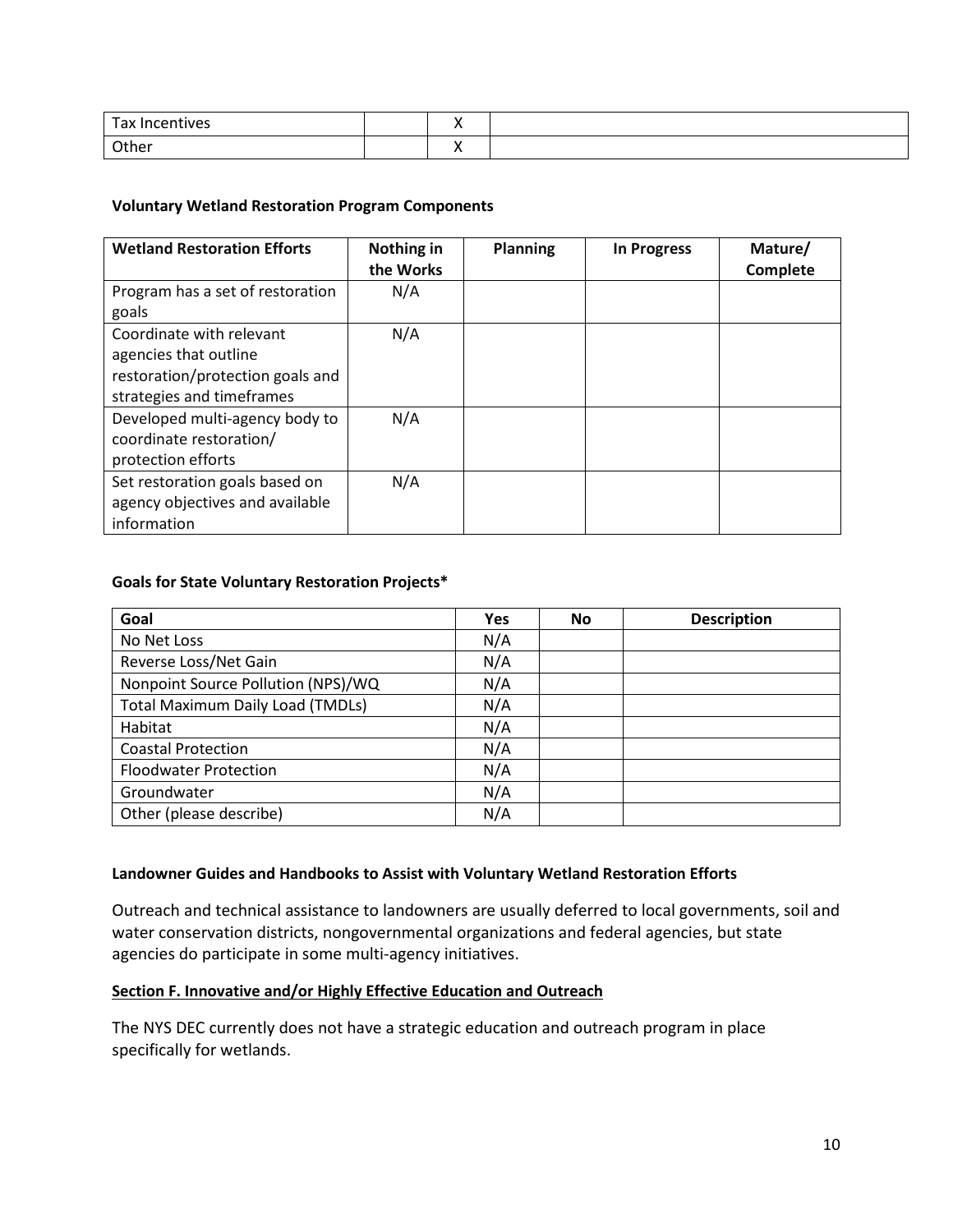| Tax Incentives | | X | |
|---|---|---|---|
| Other | | X | |

**Voluntary Wetland Restoration Program Components**

| Wetland Restoration Efforts | Nothing in the Works | Planning | In Progress | Mature/ Complete |
|---|---|---|---|---|
| Program has a set of restoration goals | N/A | | | |
| Coordinate with relevant agencies that outline restoration/protection goals and strategies and timeframes | N/A | | | |
| Developed multi-agency body to coordinate restoration/ protection efforts | N/A | | | |
| Set restoration goals based on agency objectives and available information | N/A | | | |

**Goals for State Voluntary Restoration Projects***

| Goal | Yes | No | Description |
|---|---|---|---|
| No Net Loss | N/A | | |
| Reverse Loss/Net Gain | N/A | | |
| Nonpoint Source Pollution (NPS)/WQ | N/A | | |
| Total Maximum Daily Load (TMDLs) | N/A | | |
| Habitat | N/A | | |
| Coastal Protection | N/A | | |
| Floodwater Protection | N/A | | |
| Groundwater | N/A | | |
| Other (please describe) | N/A | | |

**Landowner Guides and Handbooks to Assist with Voluntary Wetland Restoration Efforts**

Outreach and technical assistance to landowners are usually deferred to local governments, soil and water conservation districts, nongovernmental organizations and federal agencies, but state agencies do participate in some multi-agency initiatives.

**Section F. Innovative and/or Highly Effective Education and Outreach**

The NYS DEC currently does not have a strategic education and outreach program in place specifically for wetlands.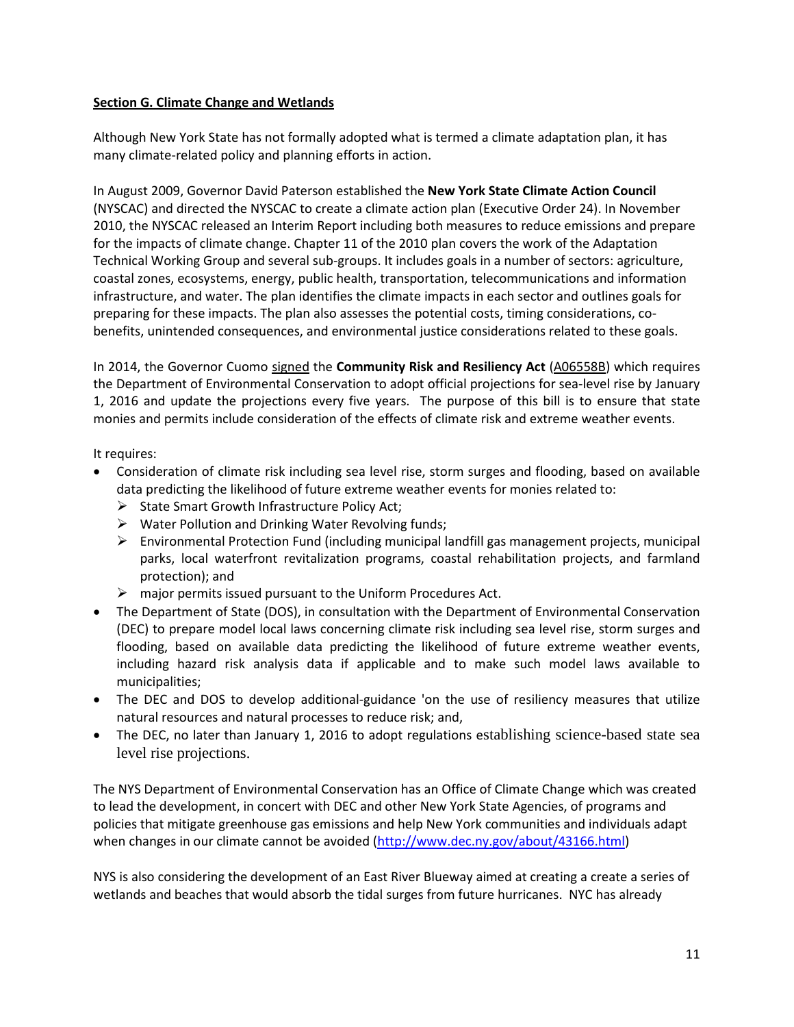**Section G. Climate Change and Wetlands**

Although New York State has not formally adopted what is termed a climate adaptation plan, it has many climate-related policy and planning efforts in action.

In August 2009, Governor David Paterson established the **New York State Climate Action Council** (NYSCAC) and directed the NYSCAC to create a climate action plan (Executive Order 24). In November 2010, the NYSCAC released an Interim Report including both measures to reduce emissions and prepare for the impacts of climate change. Chapter 11 of the 2010 plan covers the work of the Adaptation Technical Working Group and several sub-groups. It includes goals in a number of sectors: agriculture, coastal zones, ecosystems, energy, public health, transportation, telecommunications and information infrastructure, and water. The plan identifies the climate impacts in each sector and outlines goals for preparing for these impacts. The plan also assesses the potential costs, timing considerations, co-benefits, unintended consequences, and environmental justice considerations related to these goals.

In 2014, the Governor Cuomo signed the **Community Risk and Resiliency Act** (A06558B) which requires the Department of Environmental Conservation to adopt official projections for sea-level rise by January 1, 2016 and update the projections every five years. The purpose of this bill is to ensure that state monies and permits include consideration of the effects of climate risk and extreme weather events.

It requires:

- Consideration of climate risk including sea level rise, storm surges and flooding, based on available data predicting the likelihood of future extreme weather events for monies related to:
  - State Smart Growth Infrastructure Policy Act;
  - Water Pollution and Drinking Water Revolving funds;
  - Environmental Protection Fund (including municipal landfill gas management projects, municipal parks, local waterfront revitalization programs, coastal rehabilitation projects, and farmland protection); and
  - major permits issued pursuant to the Uniform Procedures Act.
- The Department of State (DOS), in consultation with the Department of Environmental Conservation (DEC) to prepare model local laws concerning climate risk including sea level rise, storm surges and flooding, based on available data predicting the likelihood of future extreme weather events, including hazard risk analysis data if applicable and to make such model laws available to municipalities;
- The DEC and DOS to develop additional-guidance 'on the use of resiliency measures that utilize natural resources and natural processes to reduce risk; and,
- The DEC, no later than January 1, 2016 to adopt regulations establishing science-based state sea level rise projections.

The NYS Department of Environmental Conservation has an Office of Climate Change which was created to lead the development, in concert with DEC and other New York State Agencies, of programs and policies that mitigate greenhouse gas emissions and help New York communities and individuals adapt when changes in our climate cannot be avoided (http://www.dec.ny.gov/about/43166.html)

NYS is also considering the development of an East River Blueway aimed at creating a create a series of wetlands and beaches that would absorb the tidal surges from future hurricanes. NYC has already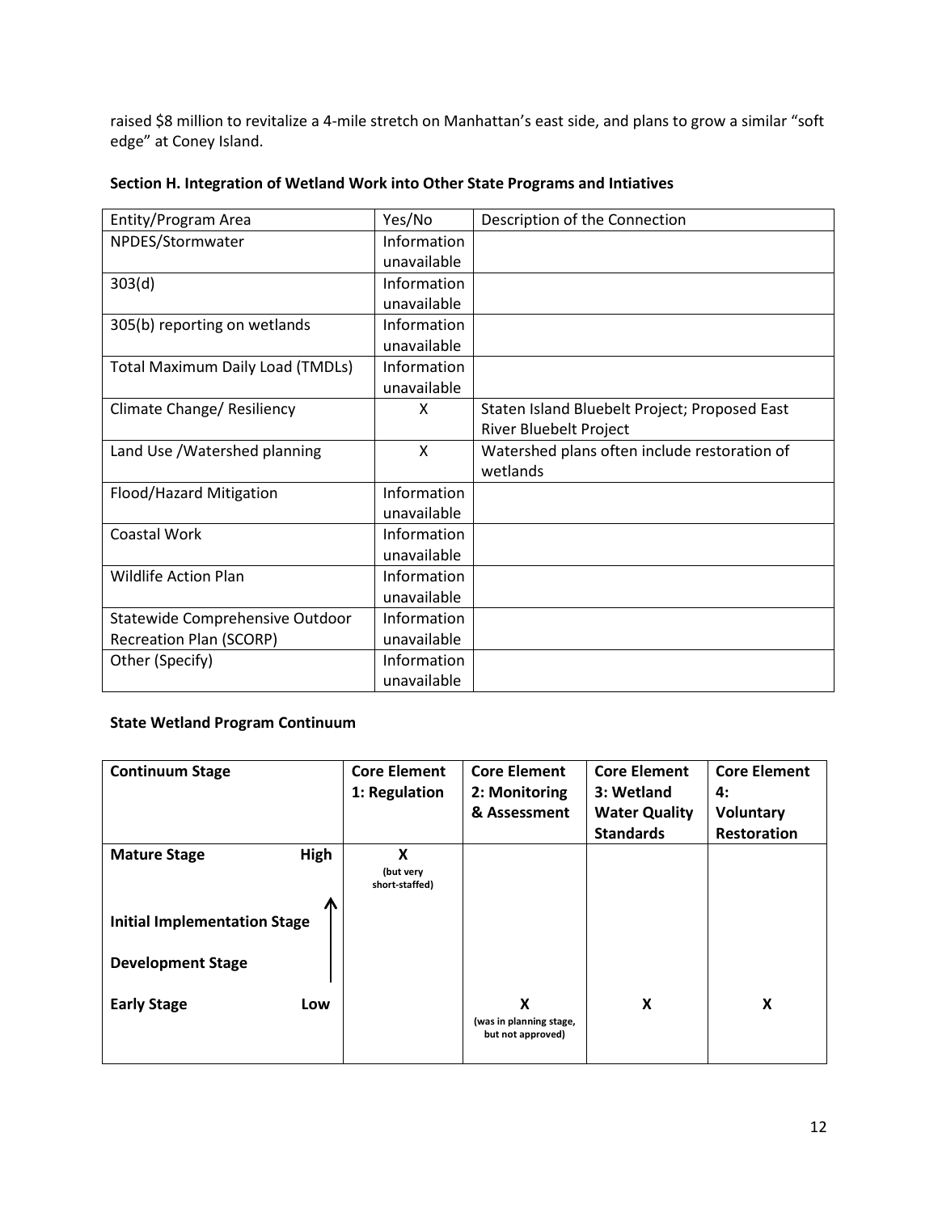raised $8 million to revitalize a 4-mile stretch on Manhattan's east side, and plans to grow a similar "soft edge" at Coney Island.

### Section H. Integration of Wetland Work into Other State Programs and Intiatives

| Entity/Program Area | Yes/No | Description of the Connection |
|---|---|---|
| NPDES/Stormwater | Information unavailable | |
| 303(d) | Information unavailable | |
| 305(b) reporting on wetlands | Information unavailable | |
| Total Maximum Daily Load (TMDLs) | Information unavailable | |
| Climate Change/ Resiliency | X | Staten Island Bluebelt Project; Proposed East River Bluebelt Project |
| Land Use /Watershed planning | X | Watershed plans often include restoration of wetlands |
| Flood/Hazard Mitigation | Information unavailable | |
| Coastal Work | Information unavailable | |
| Wildlife Action Plan | Information unavailable | |
| Statewide Comprehensive Outdoor Recreation Plan (SCORP) | Information unavailable | |
| Other (Specify) | Information unavailable | |

### State Wetland Program Continuum

| Continuum Stage | Core Element 1: Regulation | Core Element 2: Monitoring & Assessment | Core Element 3: Wetland Water Quality Standards | Core Element 4: Voluntary Restoration |
|---|---|---|---|---|
| **Mature Stage** High | X (but very short-staffed) | | | |
| **Initial Implementation Stage** | | | | |
| **Development Stage** | | | | |
| **Early Stage** Low | | X (was in planning stage, but not approved) | X | X |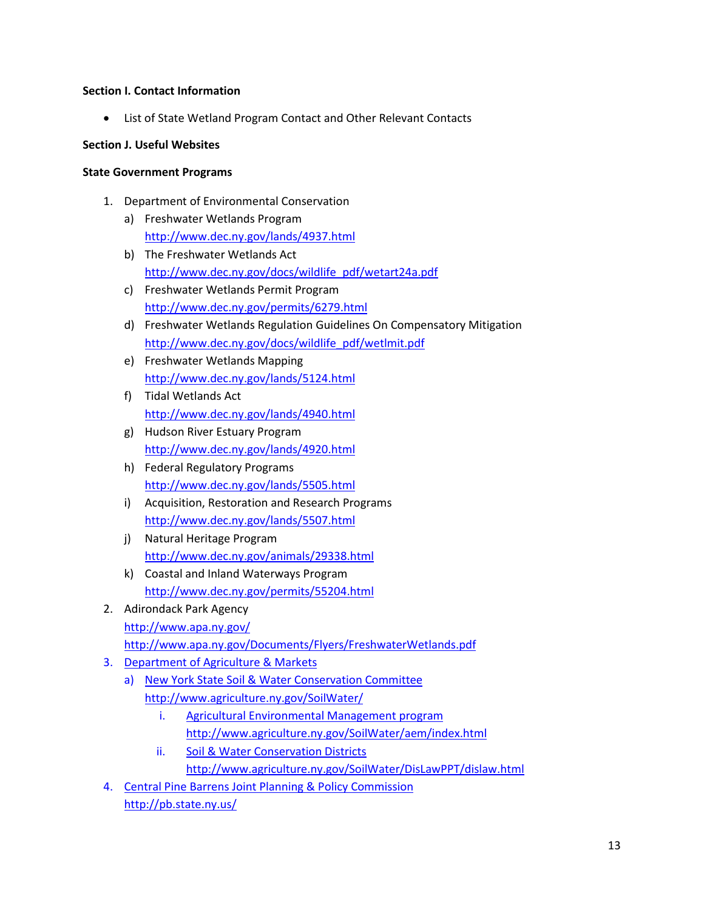**Section I. Contact Information**

- List of State Wetland Program Contact and Other Relevant Contacts

**Section J. Useful Websites**

**State Government Programs**

1. Department of Environmental Conservation
   a) Freshwater Wetlands Program
      http://www.dec.ny.gov/lands/4937.html
   b) The Freshwater Wetlands Act
      http://www.dec.ny.gov/docs/wildlife_pdf/wetart24a.pdf
   c) Freshwater Wetlands Permit Program
      http://www.dec.ny.gov/permits/6279.html
   d) Freshwater Wetlands Regulation Guidelines On Compensatory Mitigation
      http://www.dec.ny.gov/docs/wildlife_pdf/wetlmit.pdf
   e) Freshwater Wetlands Mapping
      http://www.dec.ny.gov/lands/5124.html
   f) Tidal Wetlands Act
      http://www.dec.ny.gov/lands/4940.html
   g) Hudson River Estuary Program
      http://www.dec.ny.gov/lands/4920.html
   h) Federal Regulatory Programs
      http://www.dec.ny.gov/lands/5505.html
   i) Acquisition, Restoration and Research Programs
      http://www.dec.ny.gov/lands/5507.html
   j) Natural Heritage Program
      http://www.dec.ny.gov/animals/29338.html
   k) Coastal and Inland Waterways Program
      http://www.dec.ny.gov/permits/55204.html
2. Adirondack Park Agency
   http://www.apa.ny.gov/
   http://www.apa.ny.gov/Documents/Flyers/FreshwaterWetlands.pdf
3. Department of Agriculture & Markets
   a) New York State Soil & Water Conservation Committee
      http://www.agriculture.ny.gov/SoilWater/
      i. Agricultural Environmental Management program
         http://www.agriculture.ny.gov/SoilWater/aem/index.html
      ii. Soil & Water Conservation Districts
         http://www.agriculture.ny.gov/SoilWater/DisLawPPT/dislaw.html
4. Central Pine Barrens Joint Planning & Policy Commission
   http://pb.state.ny.us/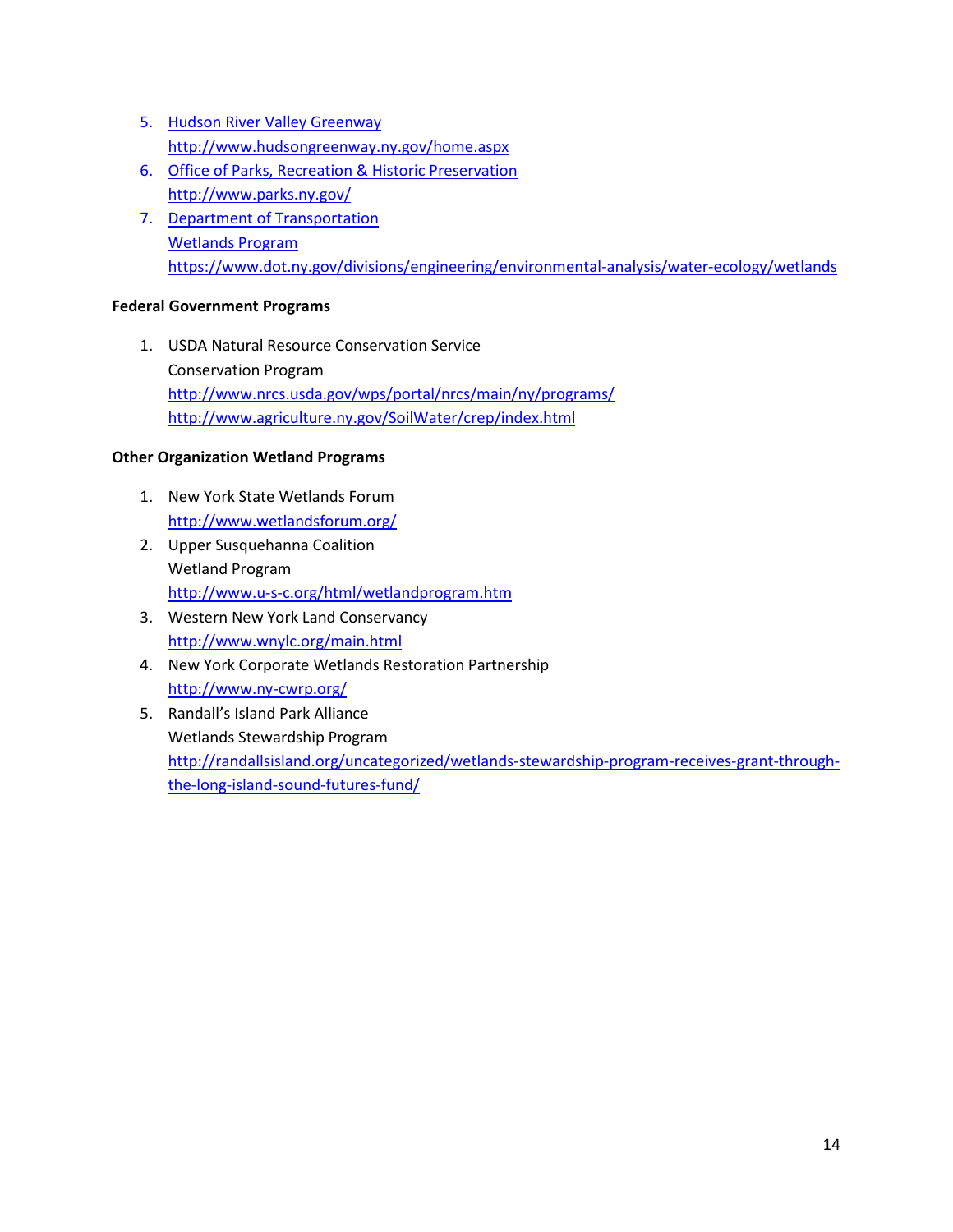5. Hudson River Valley Greenway
   http://www.hudsongreenway.ny.gov/home.aspx
6. Office of Parks, Recreation & Historic Preservation
   http://www.parks.ny.gov/
7. Department of Transportation
   Wetlands Program
   https://www.dot.ny.gov/divisions/engineering/environmental-analysis/water-ecology/wetlands

**Federal Government Programs**

1. USDA Natural Resource Conservation Service
   Conservation Program
   http://www.nrcs.usda.gov/wps/portal/nrcs/main/ny/programs/
   http://www.agriculture.ny.gov/SoilWater/crep/index.html

**Other Organization Wetland Programs**

1. New York State Wetlands Forum
   http://www.wetlandsforum.org/
2. Upper Susquehanna Coalition
   Wetland Program
   http://www.u-s-c.org/html/wetlandprogram.htm
3. Western New York Land Conservancy
   http://www.wnylc.org/main.html
4. New York Corporate Wetlands Restoration Partnership
   http://www.ny-cwrp.org/
5. Randall's Island Park Alliance
   Wetlands Stewardship Program
   http://randallsisland.org/uncategorized/wetlands-stewardship-program-receives-grant-through-the-long-island-sound-futures-fund/